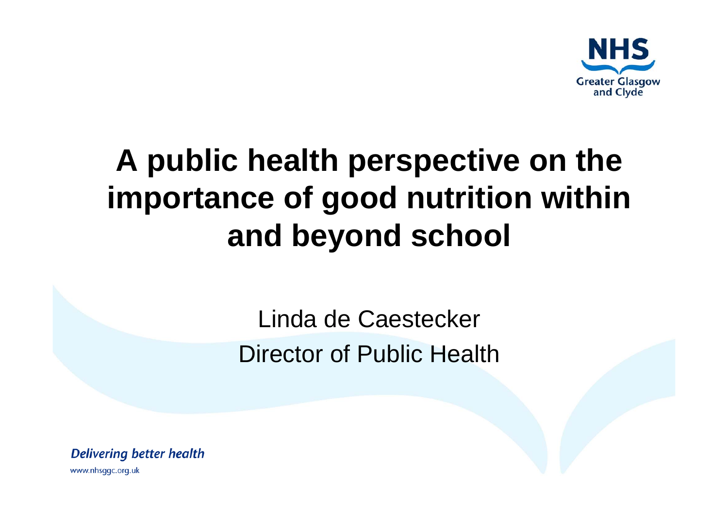NHS Greater Glasgow and Clyde

# A public health perspective on the importance of good nutrition within and beyond school

Linda de Caestecker

Director of Public Health

*Delivering better health*

www.nhsggc.org.uk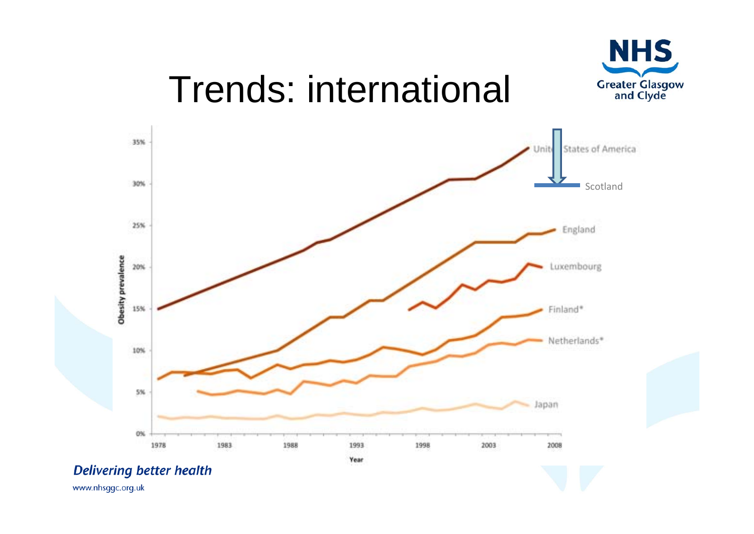# Trends: international

Obesity prevalence

35%
30%
25%
20%
15%
10%
5%
0%

1978 1983 1988 1993 1998 2003 2008

Year

United States of America

Scotland

England

Luxembourg

Finland*

Netherlands*

Japan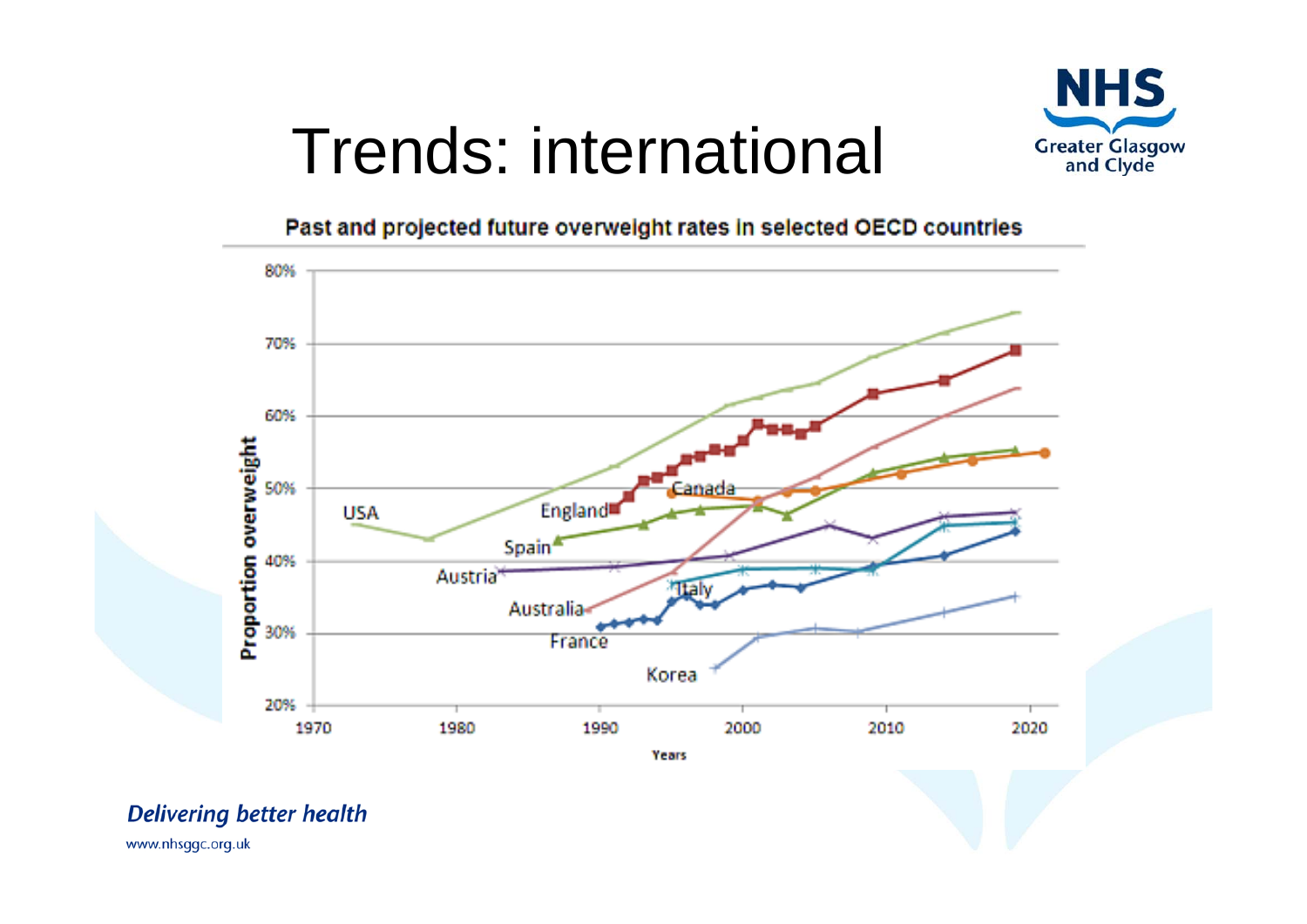# Trends: international

Past and projected future overweight rates in selected OECD countries

Proportion overweight

80%
70%
60%
50%
40%
30%
20%

1970 1980 1990 2000 2010 2020

Years

USA, England, Canada, Spain, Austria, Australia, Italy, France, Korea

*Delivering better health*

www.nhsggc.org.uk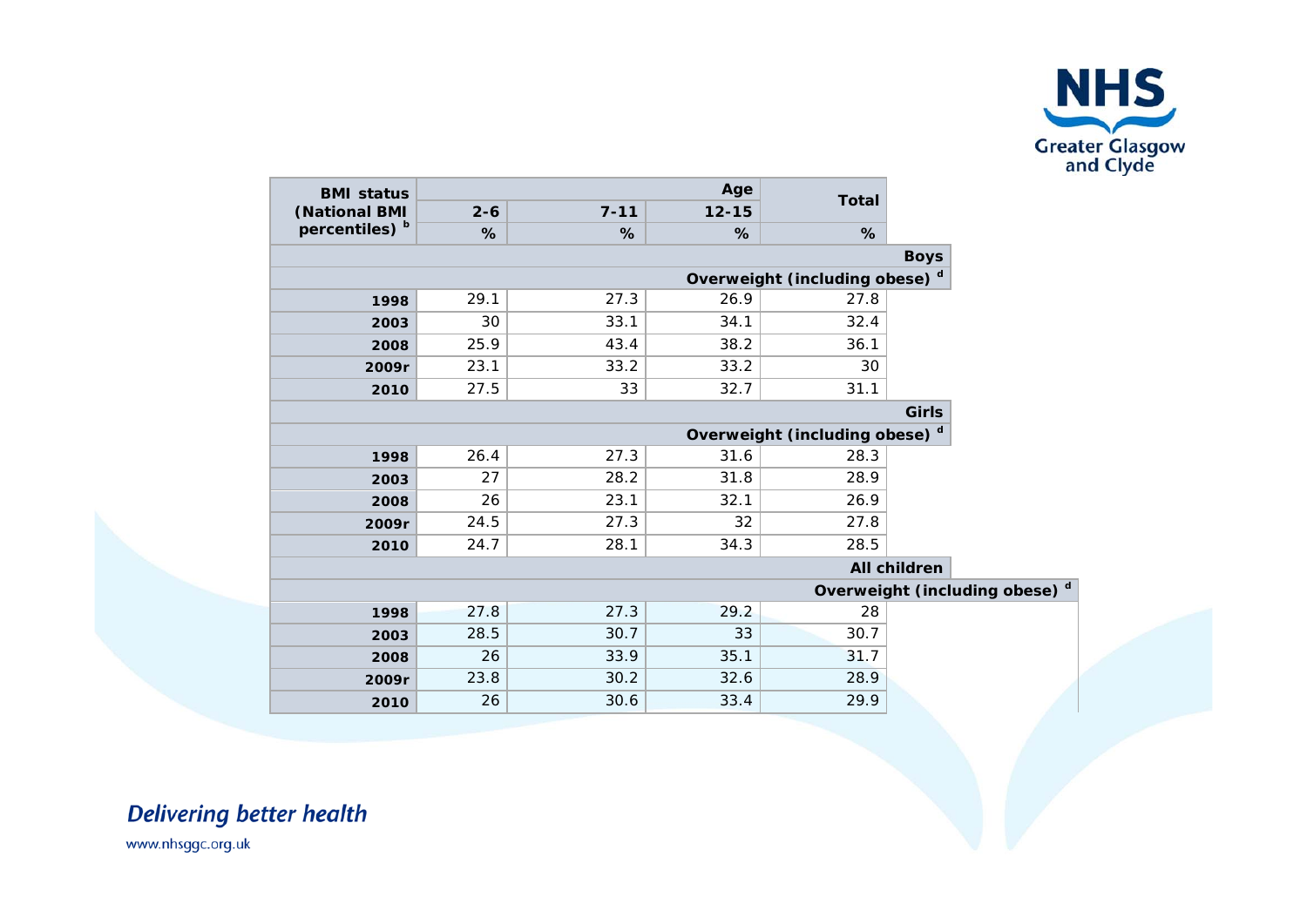| BMI status (National BMI percentiles) [b] | Age | | | Total |
|---|---|---|---|---|
| | 2-6 | 7-11 | 12-15 | |
| | % | % | % | % |
| **Boys** | | | | |
| **Overweight (including obese) [d]** | | | | |
| **1998** | 29.1 | 27.3 | 26.9 | 27.8 |
| **2003** | 30 | 33.1 | 34.1 | 32.4 |
| **2008** | 25.9 | 43.4 | 38.2 | 36.1 |
| **2009r** | 23.1 | 33.2 | 33.2 | 30 |
| **2010** | 27.5 | 33 | 32.7 | 31.1 |
| **Girls** | | | | |
| **Overweight (including obese) [d]** | | | | |
| **1998** | 26.4 | 27.3 | 31.6 | 28.3 |
| **2003** | 27 | 28.2 | 31.8 | 28.9 |
| **2008** | 26 | 23.1 | 32.1 | 26.9 |
| **2009r** | 24.5 | 27.3 | 32 | 27.8 |
| **2010** | 24.7 | 28.1 | 34.3 | 28.5 |
| **All children** | | | | |
| **Overweight (including obese) [d]** | | | | |
| **1998** | 27.8 | 27.3 | 29.2 | 28 |
| **2003** | 28.5 | 30.7 | 33 | 30.7 |
| **2008** | 26 | 33.9 | 35.1 | 31.7 |
| **2009r** | 23.8 | 30.2 | 32.6 | 28.9 |
| **2010** | 26 | 30.6 | 33.4 | 29.9 |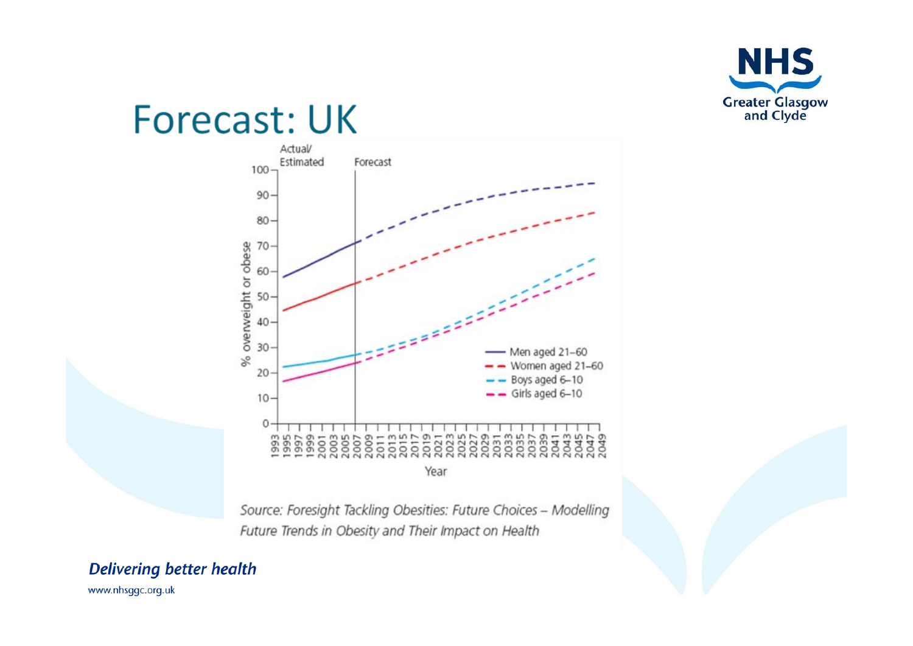# Forecast: UK

Actual/ Estimated | Forecast

% overweight or obese

Year

- Men aged 21–60
- Women aged 21–60
- Boys aged 6–10
- Girls aged 6–10

*Source: Foresight Tackling Obesities: Future Choices – Modelling Future Trends in Obesity and Their Impact on Health*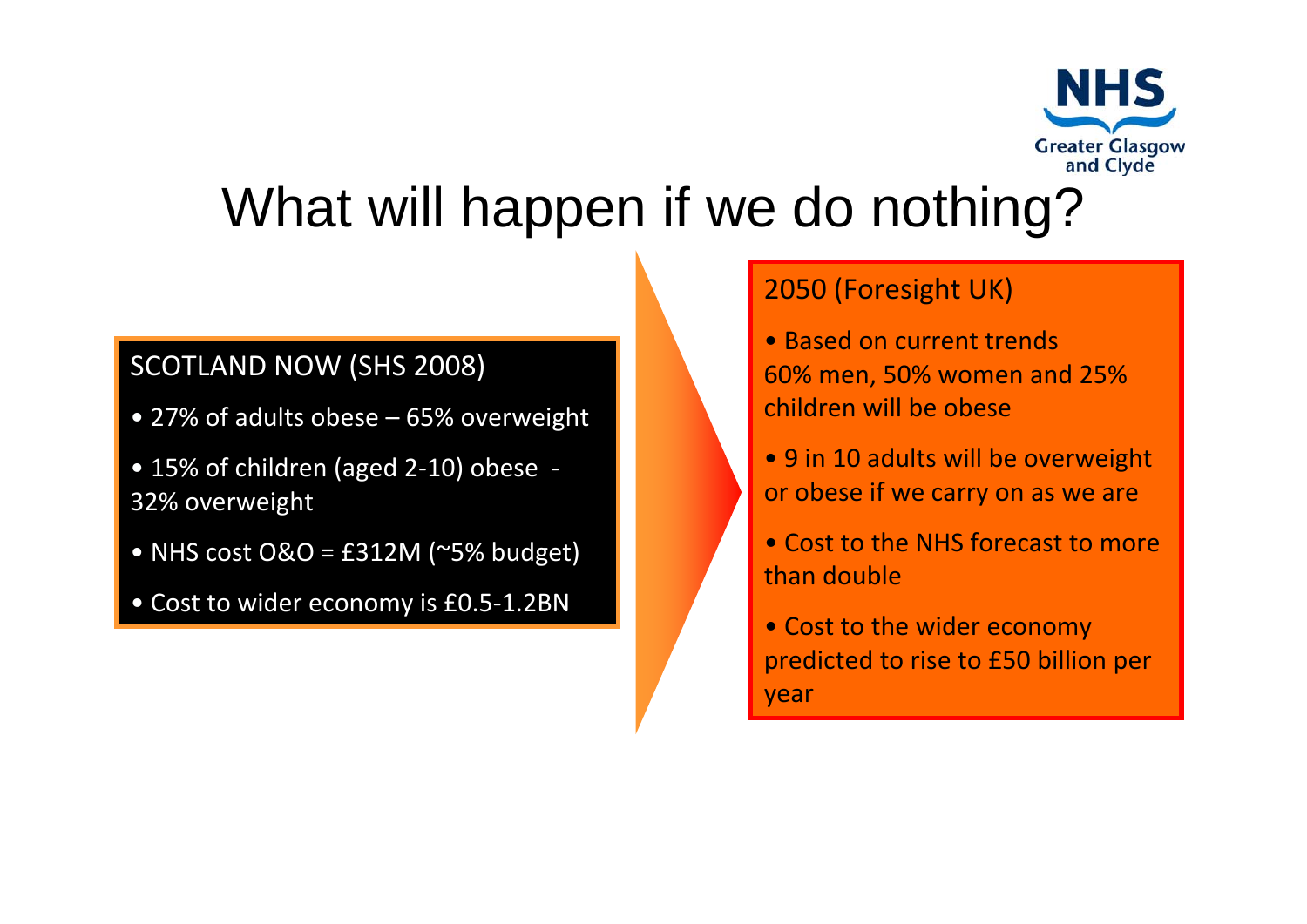# What will happen if we do nothing?

## SCOTLAND NOW (SHS 2008)

- 27% of adults obese – 65% overweight
- 15% of children (aged 2-10) obese - 32% overweight
- NHS cost O&O = £312M (~5% budget)
- Cost to wider economy is £0.5-1.2BN

## 2050 (Foresight UK)

- Based on current trends 60% men, 50% women and 25% children will be obese
- 9 in 10 adults will be overweight or obese if we carry on as we are
- Cost to the NHS forecast to more than double
- Cost to the wider economy predicted to rise to £50 billion per year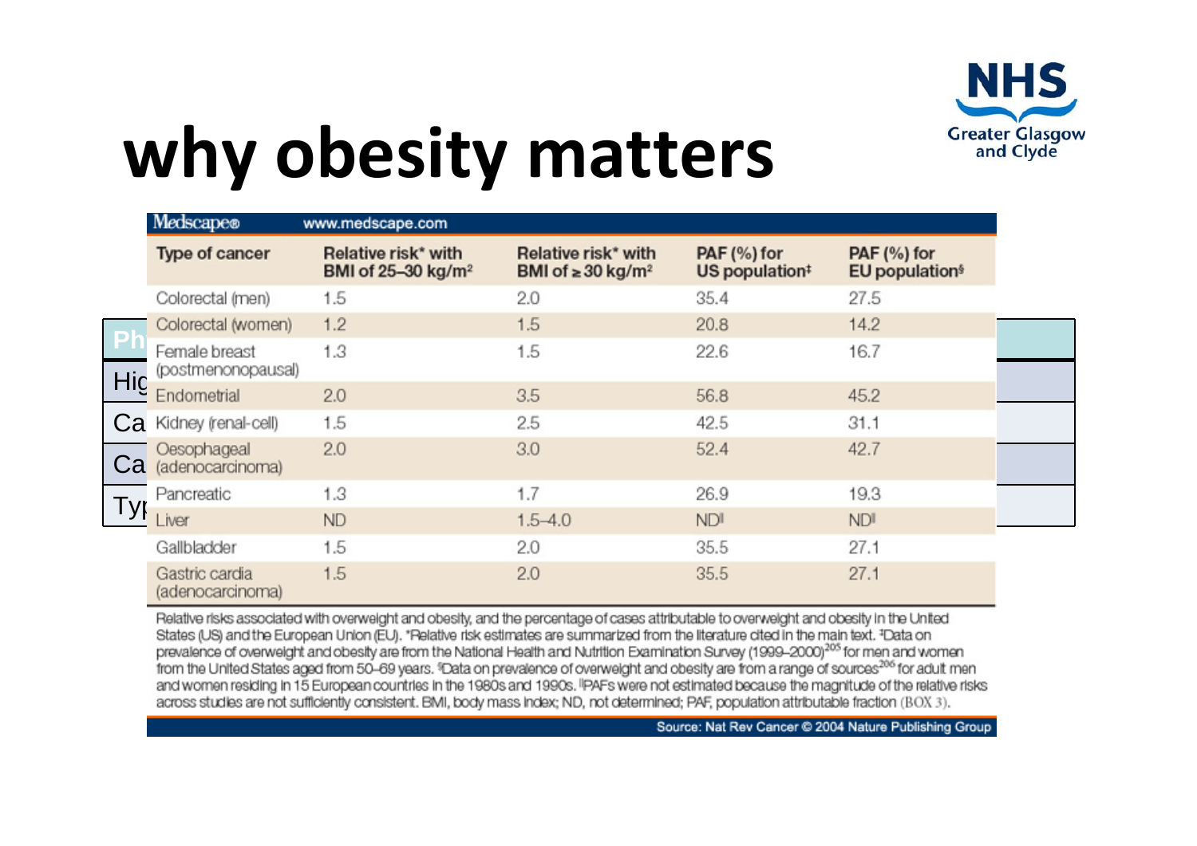# why obesity matters

Medscape® www.medscape.com

| Type of cancer | Relative risk* with BMI of 25–30 kg/m² | Relative risk* with BMI of ≥ 30 kg/m² | PAF (%) for US population‡ | PAF (%) for EU population§ |
|---|---|---|---|---|
| Colorectal (men) | 1.5 | 2.0 | 35.4 | 27.5 |
| Colorectal (women) | 1.2 | 1.5 | 20.8 | 14.2 |
| Female breast (postmenopausal) | 1.3 | 1.5 | 22.6 | 16.7 |
| Endometrial | 2.0 | 3.5 | 56.8 | 45.2 |
| Kidney (renal-cell) | 1.5 | 2.5 | 42.5 | 31.1 |
| Oesophageal (adenocarcinoma) | 2.0 | 3.0 | 52.4 | 42.7 |
| Pancreatic | 1.3 | 1.7 | 26.9 | 19.3 |
| Liver | ND | 1.5–4.0 | ND‖ | ND‖ |
| Gallbladder | 1.5 | 2.0 | 35.5 | 27.1 |
| Gastric cardia (adenocarcinoma) | 1.5 | 2.0 | 35.5 | 27.1 |

Relative risks associated with overweight and obesity, and the percentage of cases attributable to overweight and obesity in the United States (US) and the European Union (EU). *Relative risk estimates are summarized from the literature cited in the main text. ‡Data on prevalence of overweight and obesity are from the National Health and Nutrition Examination Survey (1999–2000)[205] for men and women from the United States aged from 50–69 years. §Data on prevalence of overweight and obesity are from a range of sources[206] for adult men and women residing in 15 European countries in the 1980s and 1990s. ‖PAFs were not estimated because the magnitude of the relative risks across studies are not sufficiently consistent. BMI, body mass index; ND, not determined; PAF, population attributable fraction (BOX 3).

Source: Nat Rev Cancer © 2004 Nature Publishing Group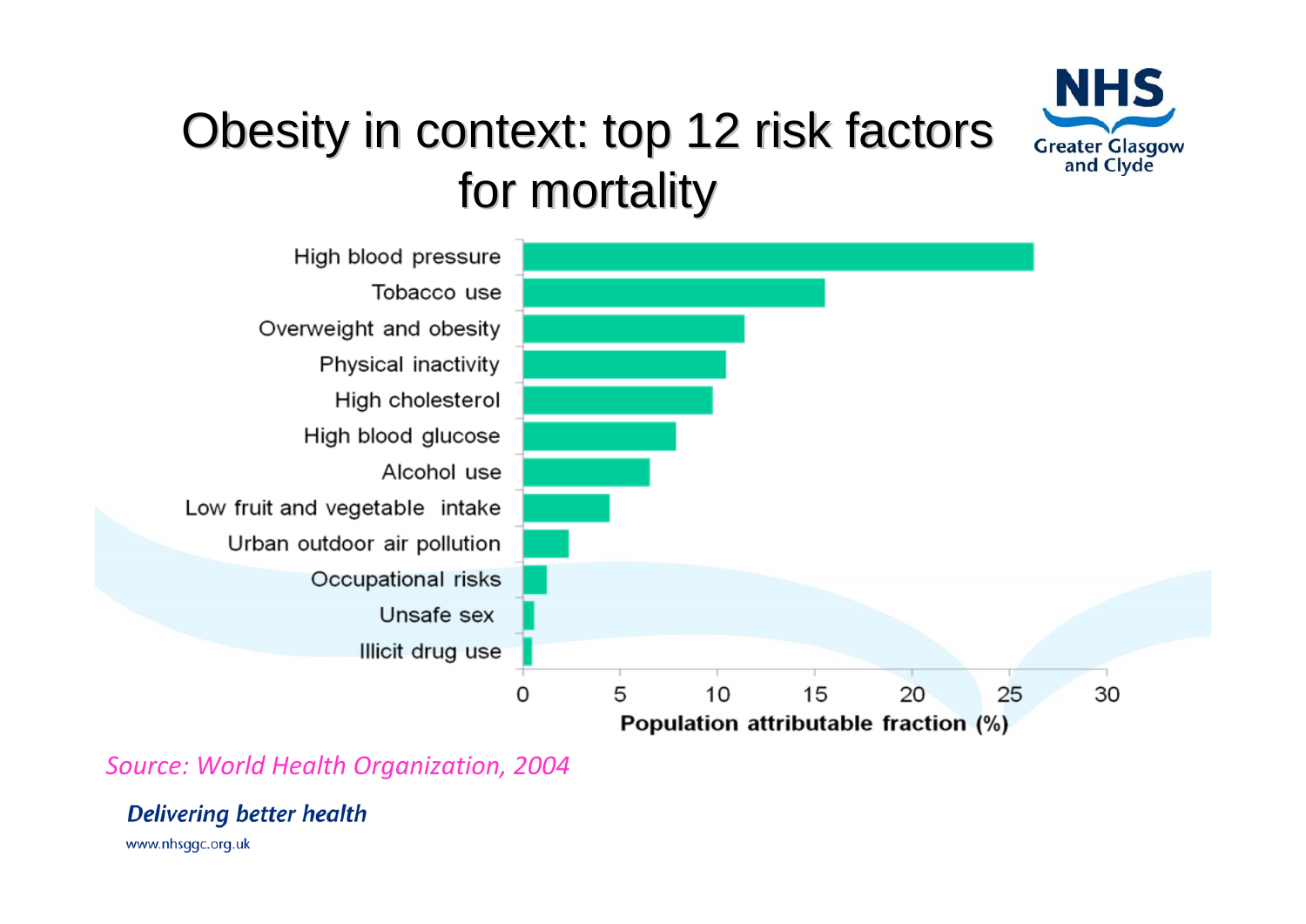# Obesity in context: top 12 risk factors for mortality

| Risk factor | Population attributable fraction (%) |
|---|---|
| High blood pressure | |
| Tobacco use | |
| Overweight and obesity | |
| Physical inactivity | |
| High cholesterol | |
| High blood glucose | |
| Alcohol use | |
| Low fruit and vegetable intake | |
| Urban outdoor air pollution | |
| Occupational risks | |
| Unsafe sex | |
| Illicit drug use | |

Population attributable fraction (%): 0, 5, 10, 15, 20, 25, 30

*Source: World Health Organization, 2004*

***Delivering better health***

www.nhsggc.org.uk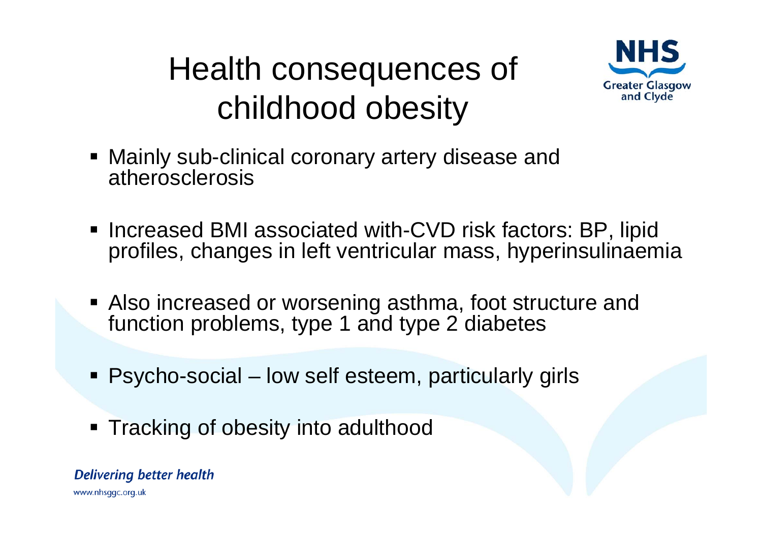# Health consequences of childhood obesity

- Mainly sub-clinical coronary artery disease and atherosclerosis
- Increased BMI associated with-CVD risk factors: BP, lipid profiles, changes in left ventricular mass, hyperinsulinaemia
- Also increased or worsening asthma, foot structure and function problems, type 1 and type 2 diabetes
- Psycho-social – low self esteem, particularly girls
- Tracking of obesity into adulthood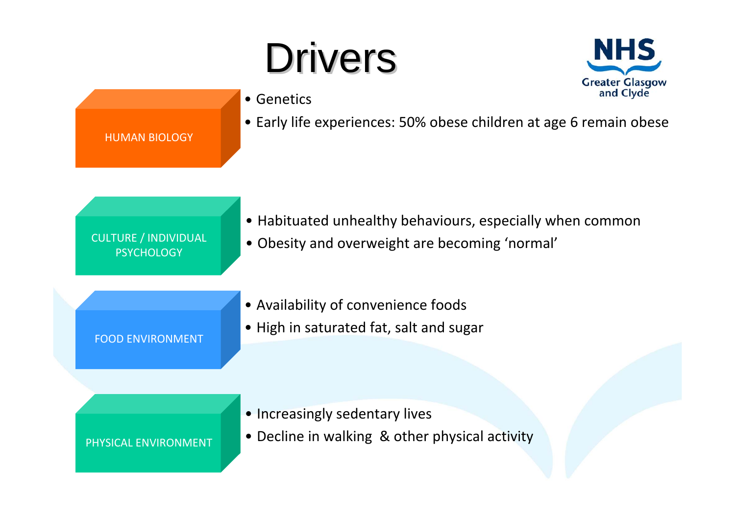# Drivers

NHS Greater Glasgow and Clyde

**HUMAN BIOLOGY**

- Genetics
- Early life experiences: 50% obese children at age 6 remain obese

**CULTURE / INDIVIDUAL PSYCHOLOGY**

- Habituated unhealthy behaviours, especially when common
- Obesity and overweight are becoming ‘normal’

**FOOD ENVIRONMENT**

- Availability of convenience foods
- High in saturated fat, salt and sugar

**PHYSICAL ENVIRONMENT**

- Increasingly sedentary lives
- Decline in walking & other physical activity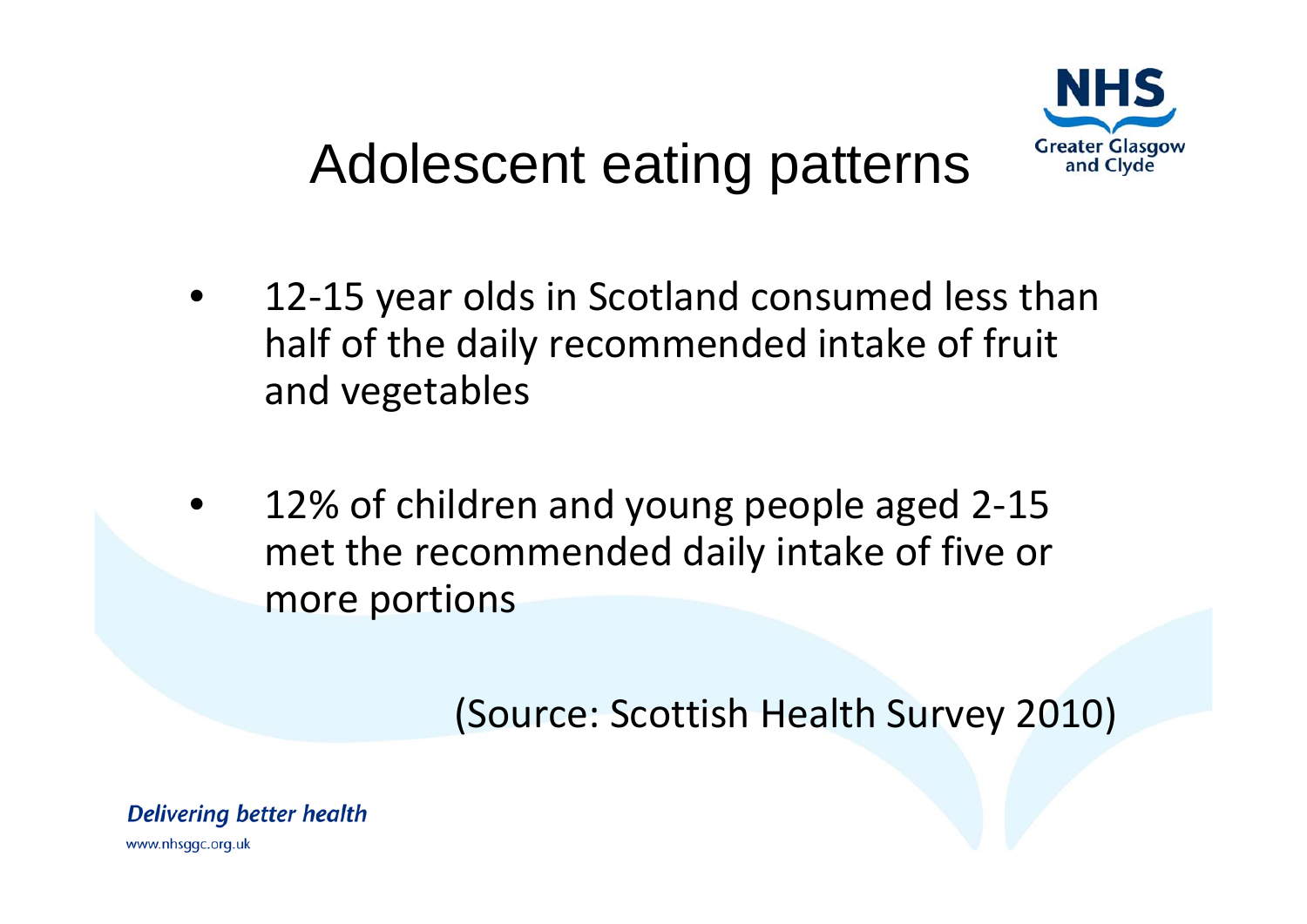# Adolescent eating patterns

- 12-15 year olds in Scotland consumed less than half of the daily recommended intake of fruit and vegetables
- 12% of children and young people aged 2-15 met the recommended daily intake of five or more portions

(Source: Scottish Health Survey 2010)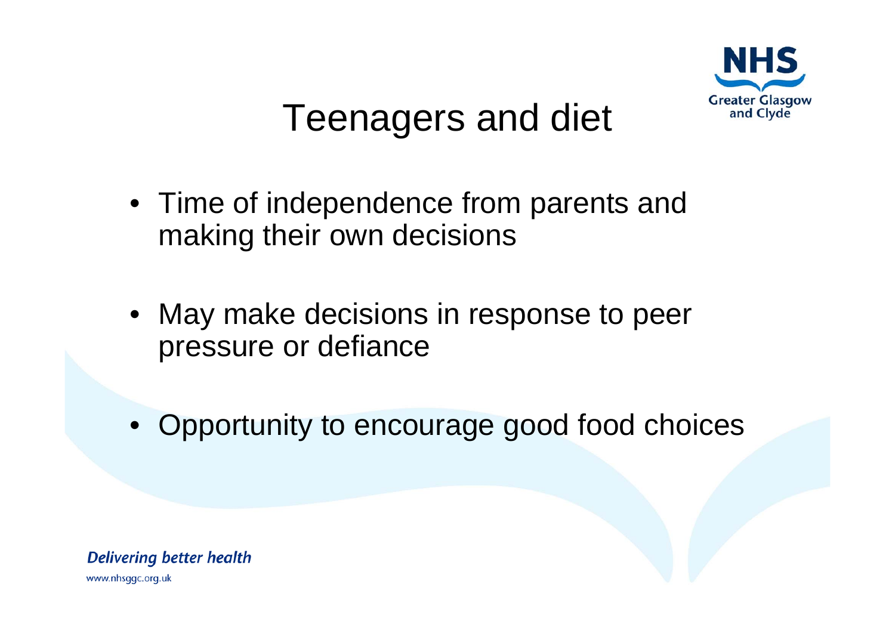# Teenagers and diet

- Time of independence from parents and making their own decisions
- May make decisions in response to peer pressure or defiance
- Opportunity to encourage good food choices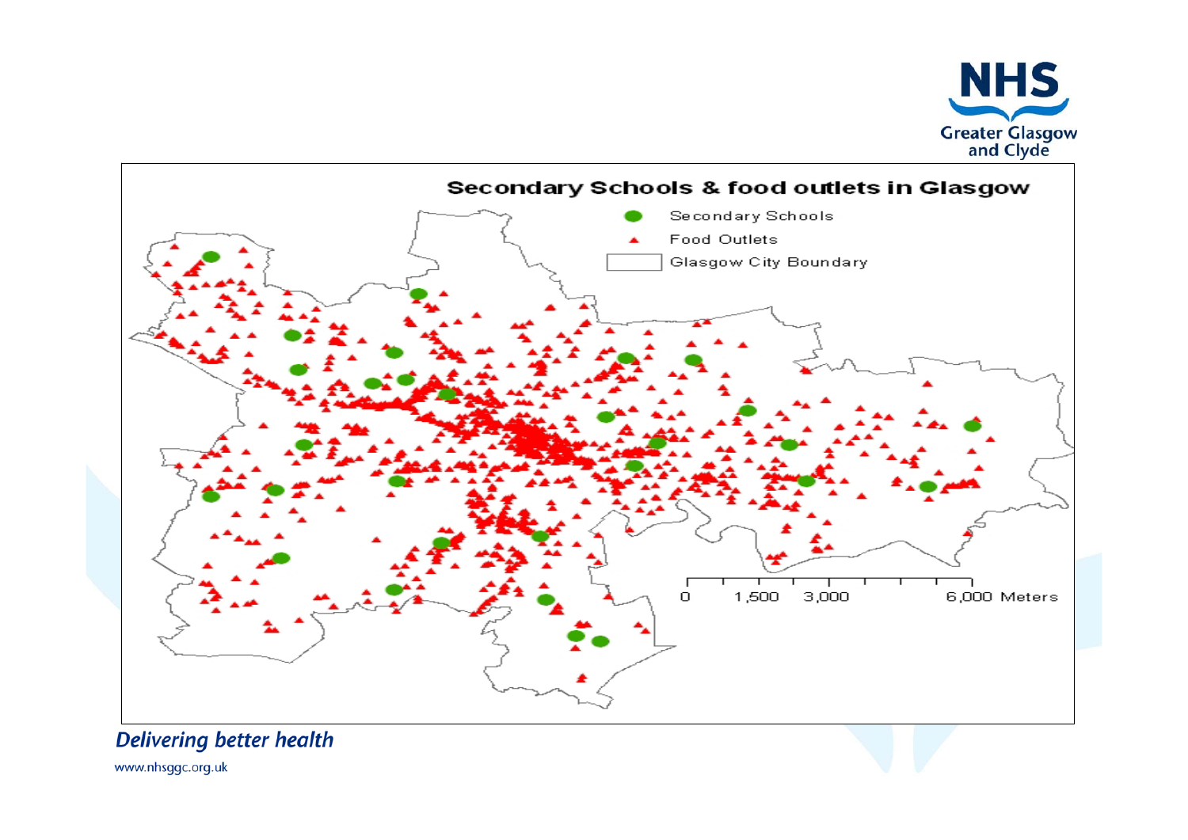## Secondary Schools & food outlets in Glasgow

- Secondary Schools
- Food Outlets
- Glasgow City Boundary

0 1,500 3,000 6,000 Meters

*Delivering better health*

www.nhsggc.org.uk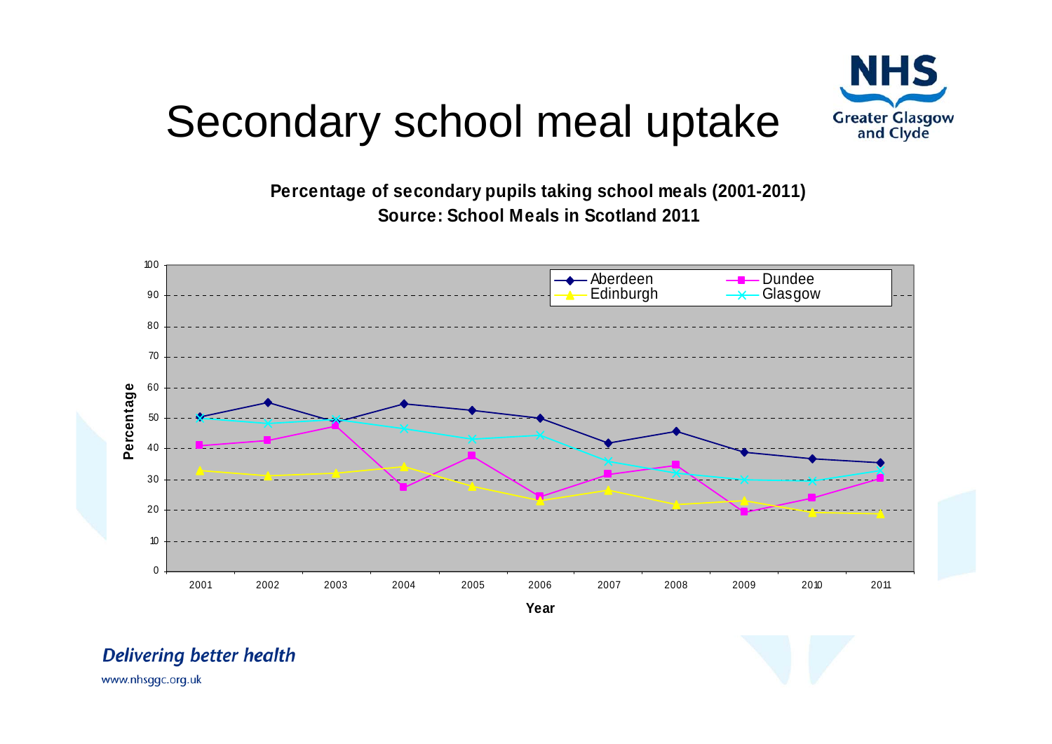# Secondary school meal uptake

**Percentage of secondary pupils taking school meals (2001-2011)**
**Source: School Meals in Scotland 2011**

*Delivering better health*

www.nhsggc.org.uk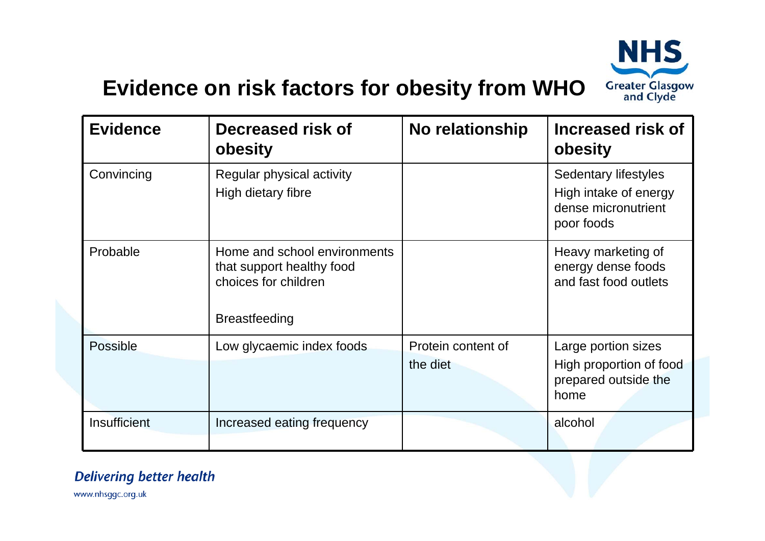# Evidence on risk factors for obesity from WHO

| Evidence | Decreased risk of obesity | No relationship | Increased risk of obesity |
|---|---|---|---|
| Convincing | Regular physical activity<br>High dietary fibre | | Sedentary lifestyles<br>High intake of energy dense micronutrient poor foods |
| Probable | Home and school environments that support healthy food choices for children<br><br>Breastfeeding | | Heavy marketing of energy dense foods and fast food outlets |
| Possible | Low glycaemic index foods | Protein content of the diet | Large portion sizes<br>High proportion of food prepared outside the home |
| Insufficient | Increased eating frequency | | alcohol |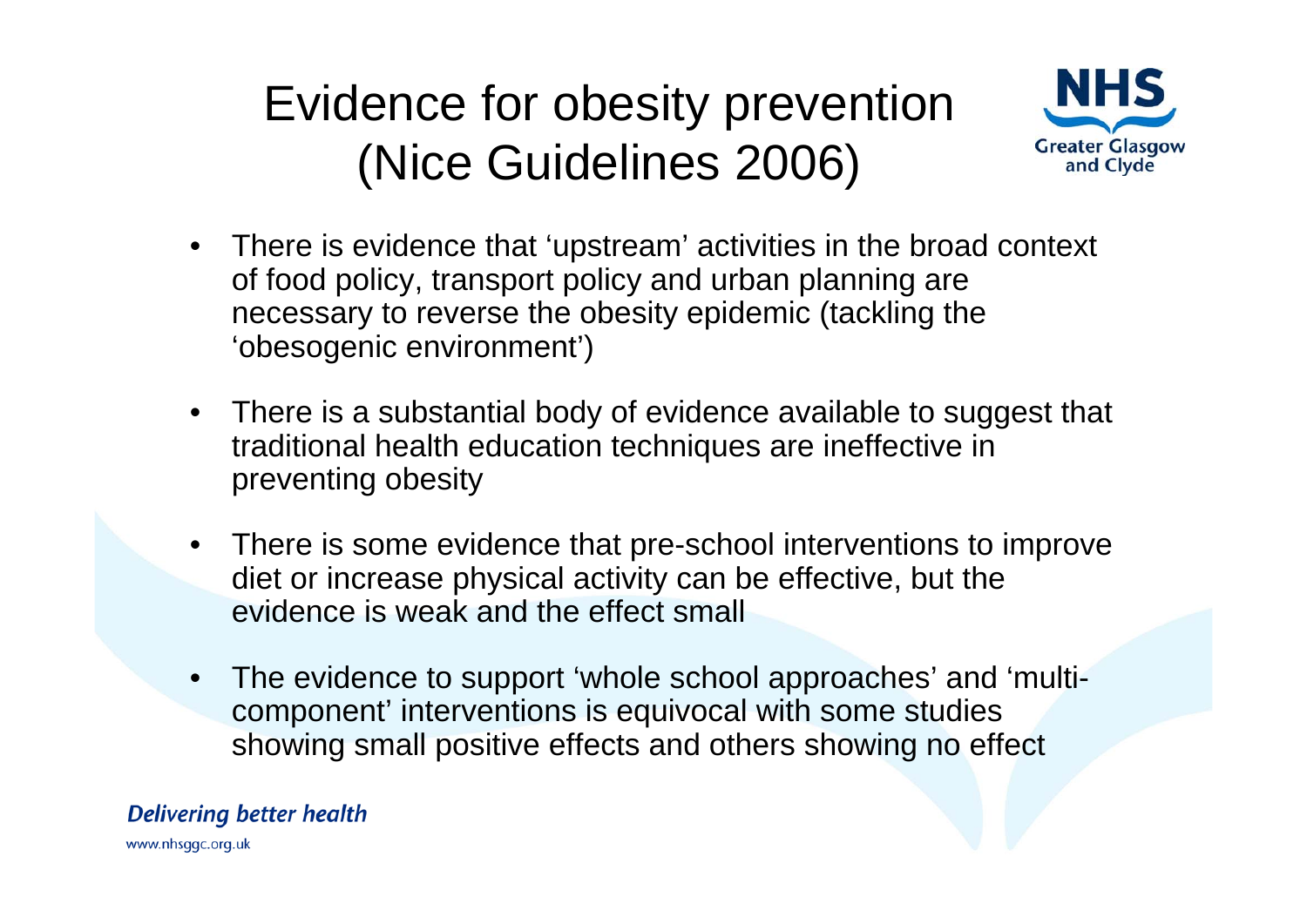# Evidence for obesity prevention (Nice Guidelines 2006)

- There is evidence that ‘upstream’ activities in the broad context of food policy, transport policy and urban planning are necessary to reverse the obesity epidemic (tackling the ‘obesogenic environment’)
- There is a substantial body of evidence available to suggest that traditional health education techniques are ineffective in preventing obesity
- There is some evidence that pre-school interventions to improve diet or increase physical activity can be effective, but the evidence is weak and the effect small
- The evidence to support ‘whole school approaches’ and ‘multi-component’ interventions is equivocal with some studies showing small positive effects and others showing no effect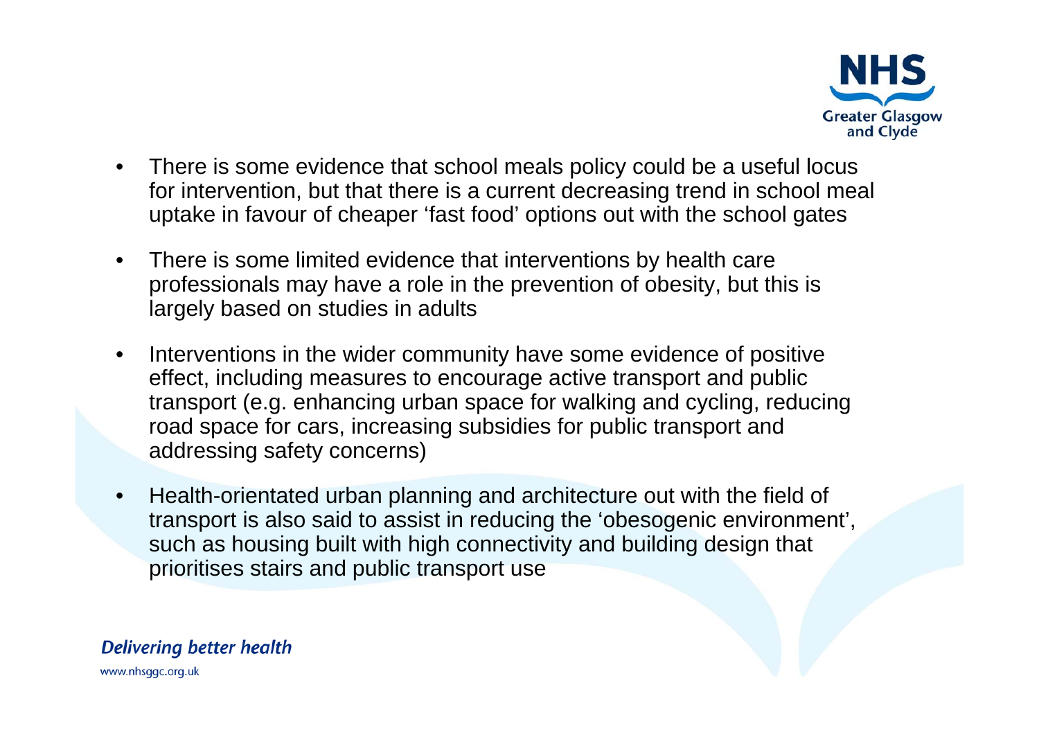- There is some evidence that school meals policy could be a useful locus for intervention, but that there is a current decreasing trend in school meal uptake in favour of cheaper 'fast food' options out with the school gates
- There is some limited evidence that interventions by health care professionals may have a role in the prevention of obesity, but this is largely based on studies in adults
- Interventions in the wider community have some evidence of positive effect, including measures to encourage active transport and public transport (e.g. enhancing urban space for walking and cycling, reducing road space for cars, increasing subsidies for public transport and addressing safety concerns)
- Health-orientated urban planning and architecture out with the field of transport is also said to assist in reducing the 'obesogenic environment', such as housing built with high connectivity and building design that prioritises stairs and public transport use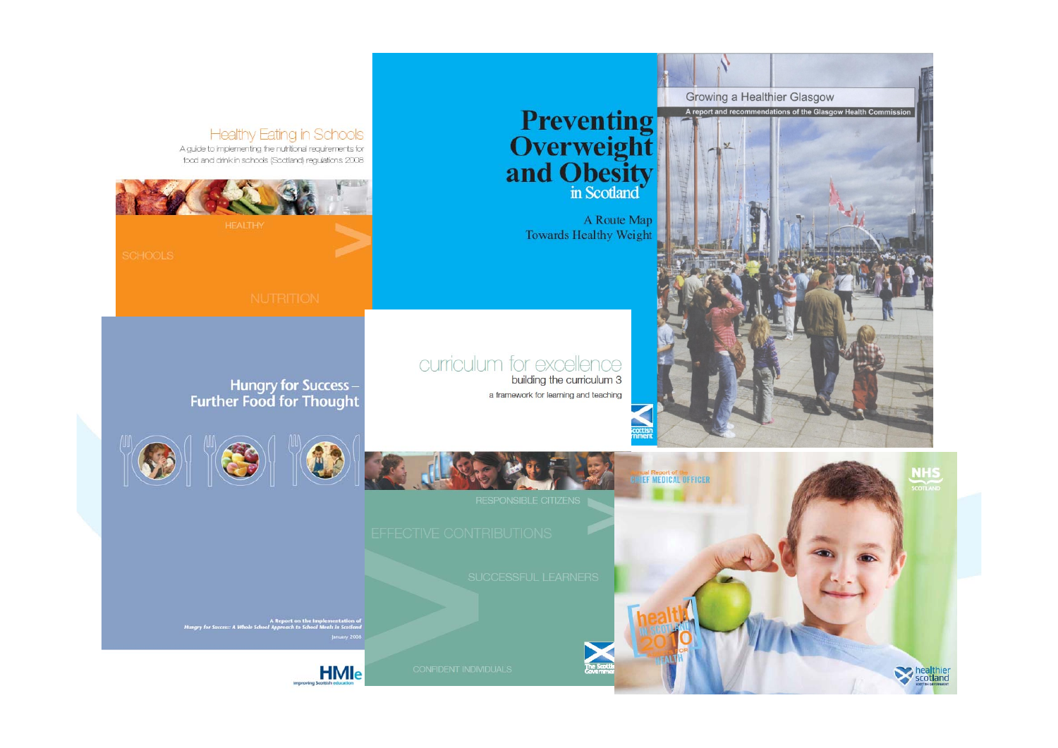Healthy Eating in Schools

A guide to implementing the nutritional requirements for food and drink in schools (Scotland) regulations 2008

HEALTHY

SCHOOLS

NUTRITION

Preventing Overweight and Obesity in Scotland

A Route Map Towards Healthy Weight

Growing a Healthier Glasgow

A report and recommendations of the Glasgow Health Commission

Hungry for Success – Further Food for Thought

A Report on the Implementation of Hungry for Success: A Whole School Approach to School Meals in Scotland

January 2008

HMIe

Improving Scottish education

curriculum for excellence

building the curriculum 3

a framework for learning and teaching

RESPONSIBLE CITIZENS

EFFECTIVE CONTRIBUTIONS

SUCCESSFUL LEARNERS

CONFIDENT INDIVIDUALS

Annual Report of the Chief Medical Officer

health in Scotland 2010

NHS Scotland

healthier scotland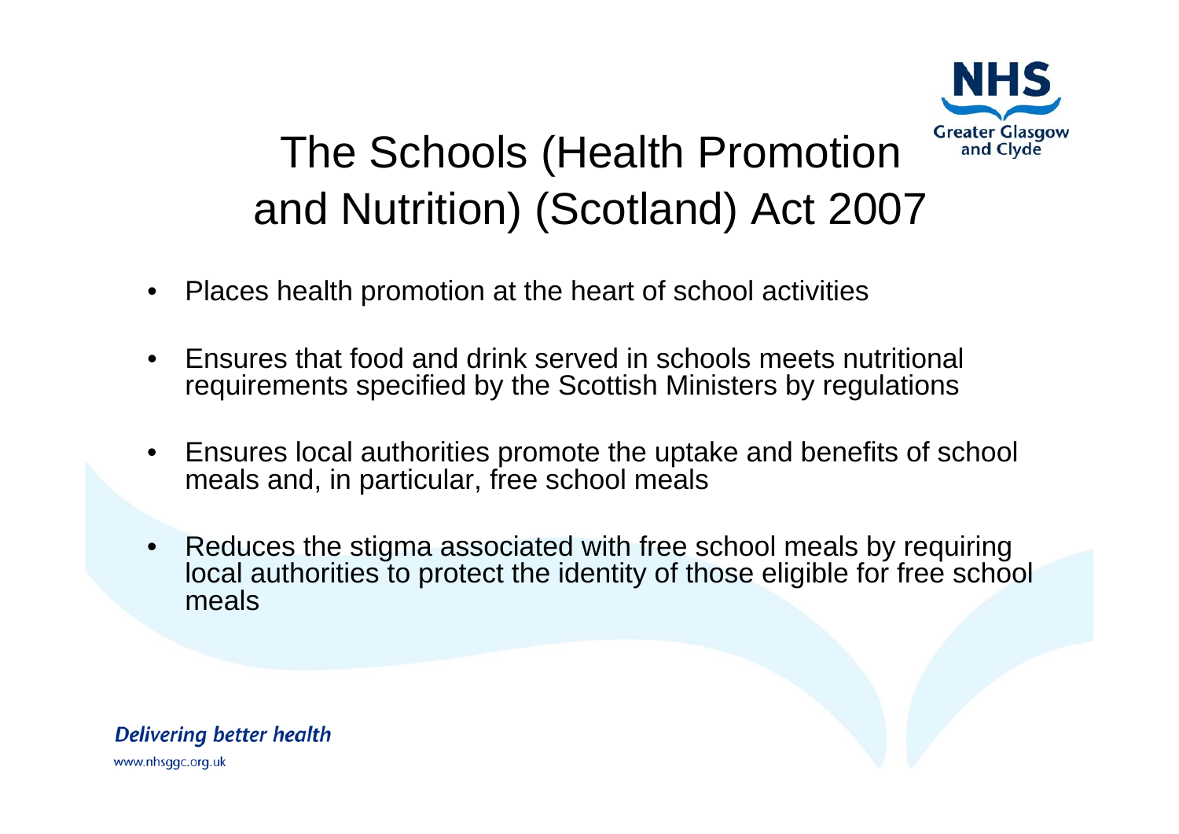# The Schools (Health Promotion and Nutrition) (Scotland) Act 2007

- Places health promotion at the heart of school activities
- Ensures that food and drink served in schools meets nutritional requirements specified by the Scottish Ministers by regulations
- Ensures local authorities promote the uptake and benefits of school meals and, in particular, free school meals
- Reduces the stigma associated with free school meals by requiring local authorities to protect the identity of those eligible for free school meals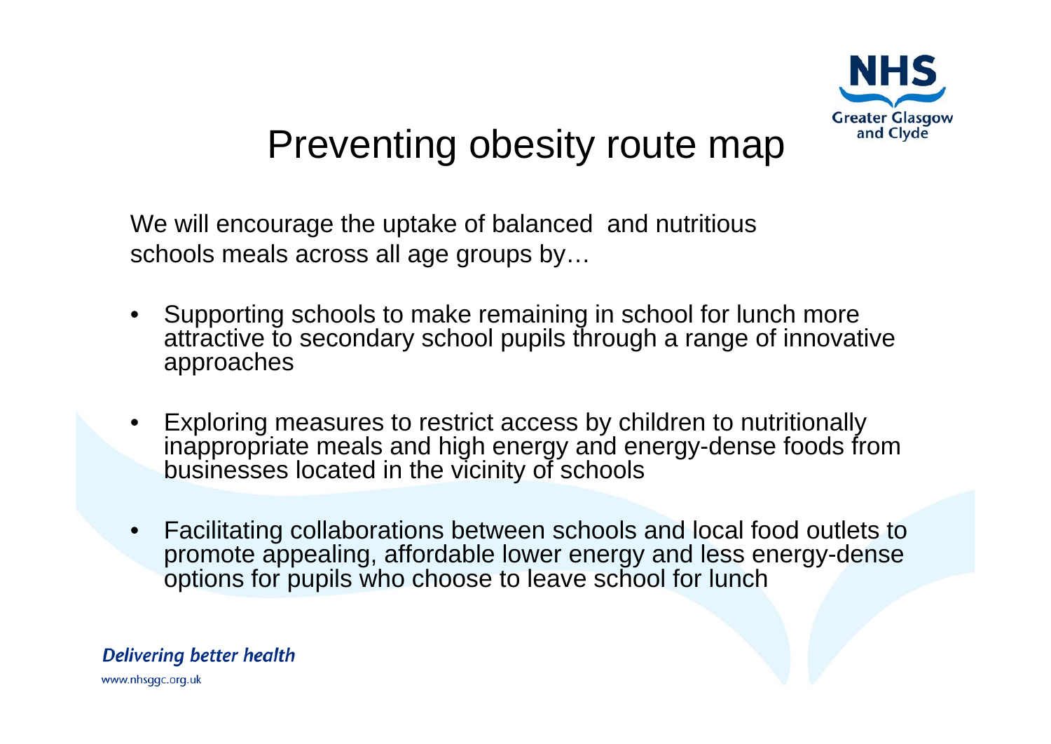# Preventing obesity route map

We will encourage the uptake of balanced and nutritious schools meals across all age groups by…

- Supporting schools to make remaining in school for lunch more attractive to secondary school pupils through a range of innovative approaches
- Exploring measures to restrict access by children to nutritionally inappropriate meals and high energy and energy-dense foods from businesses located in the vicinity of schools
- Facilitating collaborations between schools and local food outlets to promote appealing, affordable lower energy and less energy-dense options for pupils who choose to leave school for lunch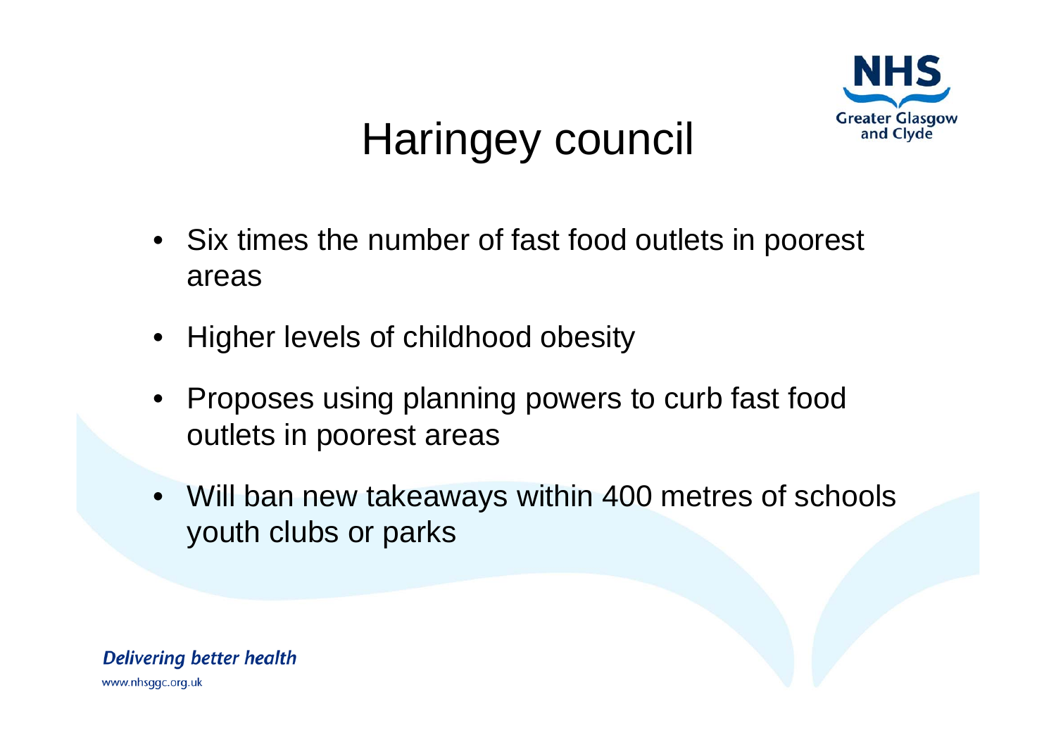# Haringey council

- Six times the number of fast food outlets in poorest areas
- Higher levels of childhood obesity
- Proposes using planning powers to curb fast food outlets in poorest areas
- Will ban new takeaways within 400 metres of schools youth clubs or parks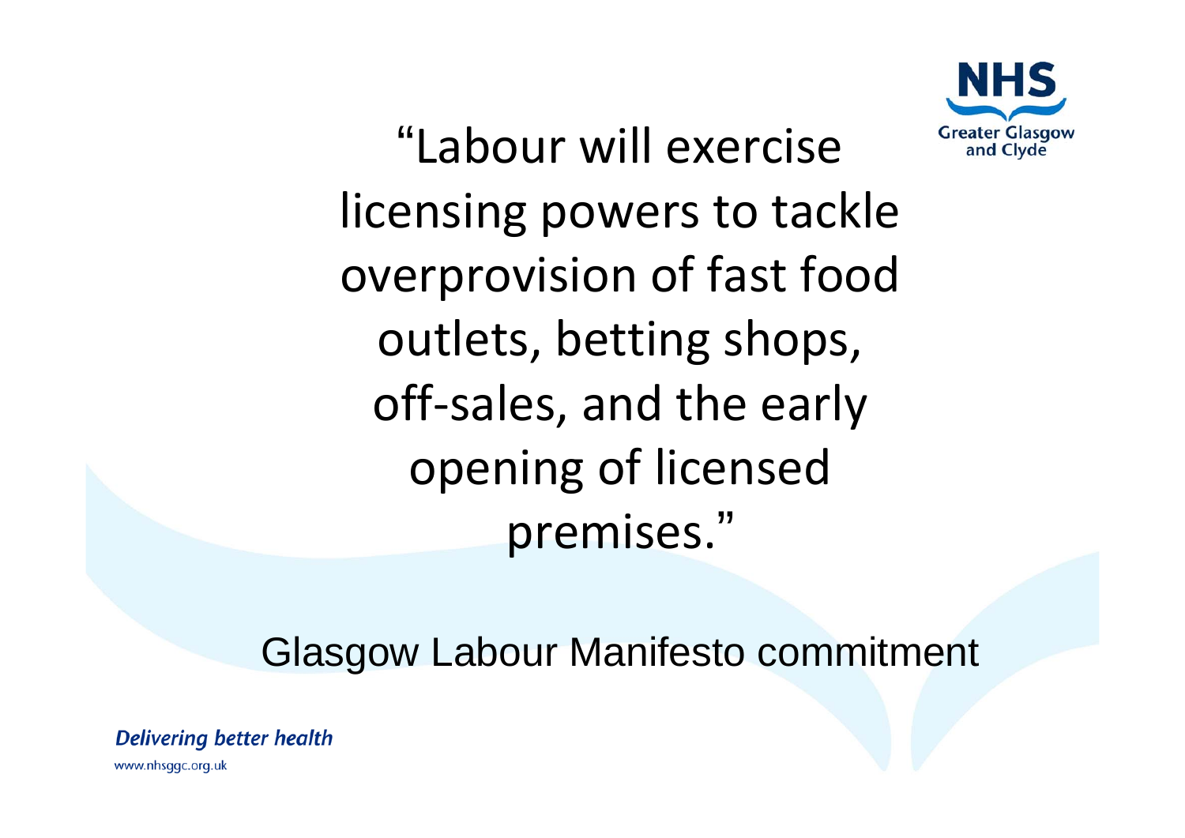"Labour will exercise licensing powers to tackle overprovision of fast food outlets, betting shops, off-sales, and the early opening of licensed premises."

Glasgow Labour Manifesto commitment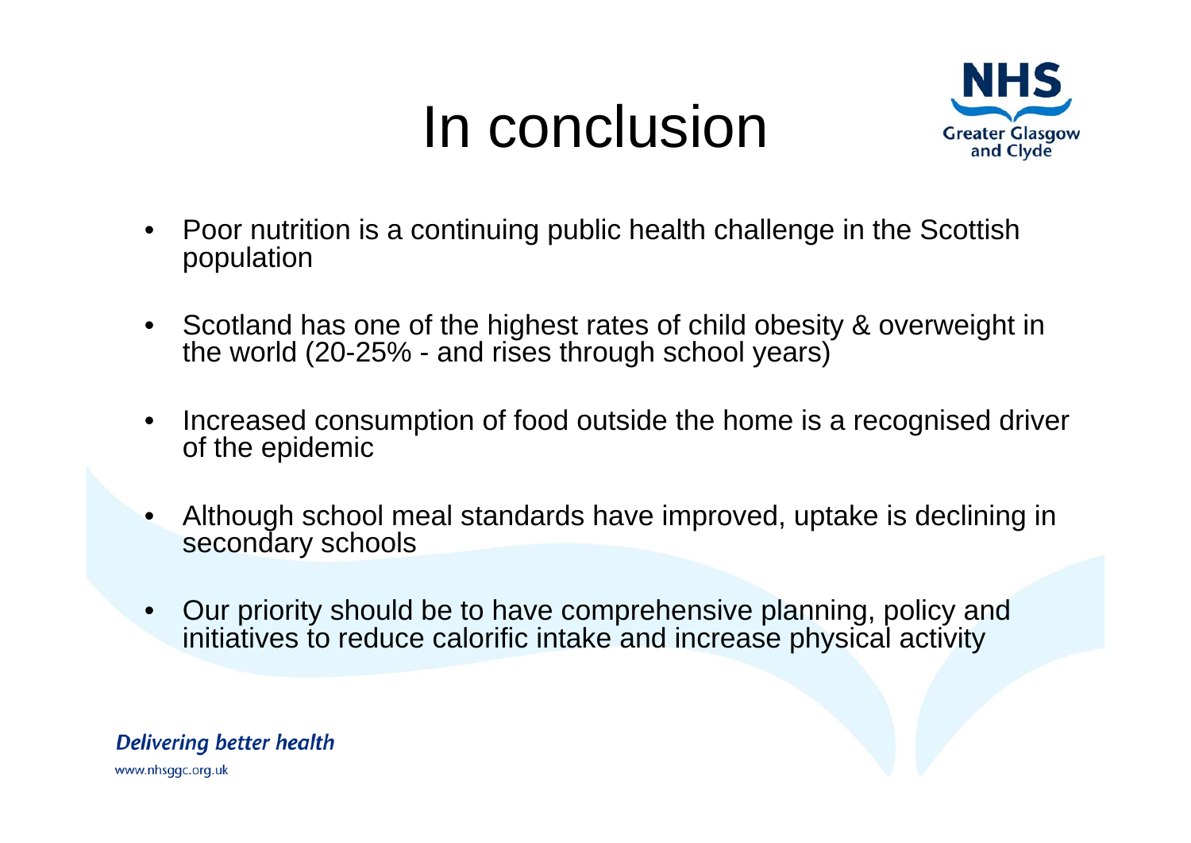# In conclusion

- Poor nutrition is a continuing public health challenge in the Scottish population
- Scotland has one of the highest rates of child obesity & overweight in the world (20-25% - and rises through school years)
- Increased consumption of food outside the home is a recognised driver of the epidemic
- Although school meal standards have improved, uptake is declining in secondary schools
- Our priority should be to have comprehensive planning, policy and initiatives to reduce calorific intake and increase physical activity